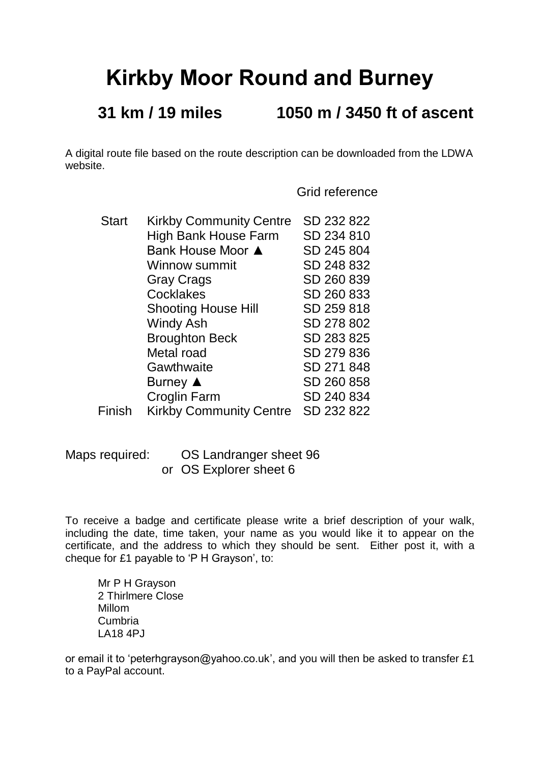# Kirkby Moor Round and Burney

## 31 km / 19 miles 1050 m / 3450 ft of ascent

A digital route file based on the route description can be downloaded from the LDWA website.

| | | Grid reference |
|---|---|---|
| Start | Kirkby Community Centre | SD 232 822 |
| | High Bank House Farm | SD 234 810 |
| | Bank House Moor ▲ | SD 245 804 |
| | Winnow summit | SD 248 832 |
| | Gray Crags | SD 260 839 |
| | Cocklakes | SD 260 833 |
| | Shooting House Hill | SD 259 818 |
| | Windy Ash | SD 278 802 |
| | Broughton Beck | SD 283 825 |
| | Metal road | SD 279 836 |
| | Gawthwaite | SD 271 848 |
| | Burney ▲ | SD 260 858 |
| | Croglin Farm | SD 240 834 |
| Finish | Kirkby Community Centre | SD 232 822 |

Maps required: OS Landranger sheet 96
or OS Explorer sheet 6

To receive a badge and certificate please write a brief description of your walk, including the date, time taken, your name as you would like it to appear on the certificate, and the address to which they should be sent. Either post it, with a cheque for £1 payable to 'P H Grayson', to:

Mr P H Grayson
2 Thirlmere Close
Millom
Cumbria
LA18 4PJ

or email it to 'peterhgrayson@yahoo.co.uk', and you will then be asked to transfer £1 to a PayPal account.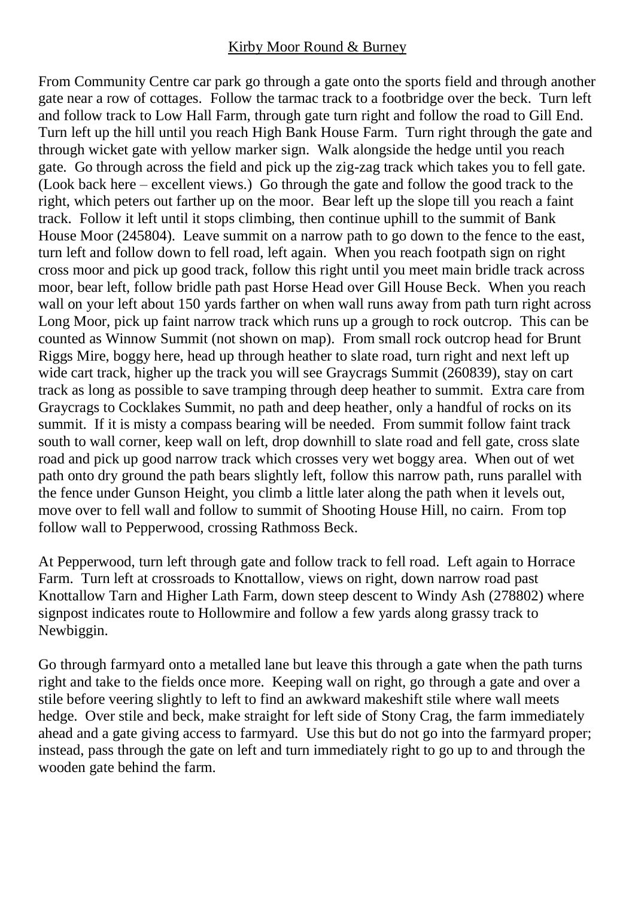# Kirby Moor Round & Burney

From Community Centre car park go through a gate onto the sports field and through another gate near a row of cottages. Follow the tarmac track to a footbridge over the beck. Turn left and follow track to Low Hall Farm, through gate turn right and follow the road to Gill End. Turn left up the hill until you reach High Bank House Farm. Turn right through the gate and through wicket gate with yellow marker sign. Walk alongside the hedge until you reach gate. Go through across the field and pick up the zig-zag track which takes you to fell gate. (Look back here – excellent views.) Go through the gate and follow the good track to the right, which peters out farther up on the moor. Bear left up the slope till you reach a faint track. Follow it left until it stops climbing, then continue uphill to the summit of Bank House Moor (245804). Leave summit on a narrow path to go down to the fence to the east, turn left and follow down to fell road, left again. When you reach footpath sign on right cross moor and pick up good track, follow this right until you meet main bridle track across moor, bear left, follow bridle path past Horse Head over Gill House Beck. When you reach wall on your left about 150 yards farther on when wall runs away from path turn right across Long Moor, pick up faint narrow track which runs up a grough to rock outcrop. This can be counted as Winnow Summit (not shown on map). From small rock outcrop head for Brunt Riggs Mire, boggy here, head up through heather to slate road, turn right and next left up wide cart track, higher up the track you will see Graycrags Summit (260839), stay on cart track as long as possible to save tramping through deep heather to summit. Extra care from Graycrags to Cocklakes Summit, no path and deep heather, only a handful of rocks on its summit. If it is misty a compass bearing will be needed. From summit follow faint track south to wall corner, keep wall on left, drop downhill to slate road and fell gate, cross slate road and pick up good narrow track which crosses very wet boggy area. When out of wet path onto dry ground the path bears slightly left, follow this narrow path, runs parallel with the fence under Gunson Height, you climb a little later along the path when it levels out, move over to fell wall and follow to summit of Shooting House Hill, no cairn. From top follow wall to Pepperwood, crossing Rathmoss Beck.

At Pepperwood, turn left through gate and follow track to fell road. Left again to Horrace Farm. Turn left at crossroads to Knottallow, views on right, down narrow road past Knottallow Tarn and Higher Lath Farm, down steep descent to Windy Ash (278802) where signpost indicates route to Hollowmire and follow a few yards along grassy track to Newbiggin.

Go through farmyard onto a metalled lane but leave this through a gate when the path turns right and take to the fields once more. Keeping wall on right, go through a gate and over a stile before veering slightly to left to find an awkward makeshift stile where wall meets hedge. Over stile and beck, make straight for left side of Stony Crag, the farm immediately ahead and a gate giving access to farmyard. Use this but do not go into the farmyard proper; instead, pass through the gate on left and turn immediately right to go up to and through the wooden gate behind the farm.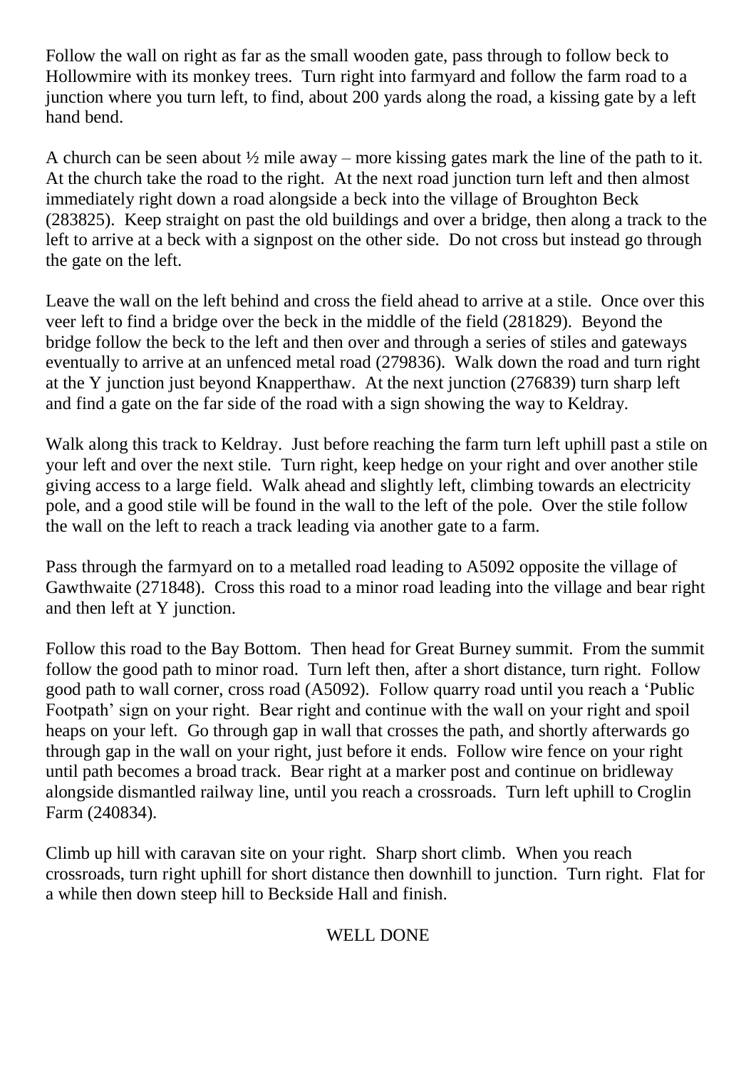Follow the wall on right as far as the small wooden gate, pass through to follow beck to Hollowmire with its monkey trees. Turn right into farmyard and follow the farm road to a junction where you turn left, to find, about 200 yards along the road, a kissing gate by a left hand bend.

A church can be seen about ½ mile away – more kissing gates mark the line of the path to it. At the church take the road to the right. At the next road junction turn left and then almost immediately right down a road alongside a beck into the village of Broughton Beck (283825). Keep straight on past the old buildings and over a bridge, then along a track to the left to arrive at a beck with a signpost on the other side. Do not cross but instead go through the gate on the left.

Leave the wall on the left behind and cross the field ahead to arrive at a stile. Once over this veer left to find a bridge over the beck in the middle of the field (281829). Beyond the bridge follow the beck to the left and then over and through a series of stiles and gateways eventually to arrive at an unfenced metal road (279836). Walk down the road and turn right at the Y junction just beyond Knapperthaw. At the next junction (276839) turn sharp left and find a gate on the far side of the road with a sign showing the way to Keldray.

Walk along this track to Keldray. Just before reaching the farm turn left uphill past a stile on your left and over the next stile. Turn right, keep hedge on your right and over another stile giving access to a large field. Walk ahead and slightly left, climbing towards an electricity pole, and a good stile will be found in the wall to the left of the pole. Over the stile follow the wall on the left to reach a track leading via another gate to a farm.

Pass through the farmyard on to a metalled road leading to A5092 opposite the village of Gawthwaite (271848). Cross this road to a minor road leading into the village and bear right and then left at Y junction.

Follow this road to the Bay Bottom. Then head for Great Burney summit. From the summit follow the good path to minor road. Turn left then, after a short distance, turn right. Follow good path to wall corner, cross road (A5092). Follow quarry road until you reach a 'Public Footpath' sign on your right. Bear right and continue with the wall on your right and spoil heaps on your left. Go through gap in wall that crosses the path, and shortly afterwards go through gap in the wall on your right, just before it ends. Follow wire fence on your right until path becomes a broad track. Bear right at a marker post and continue on bridleway alongside dismantled railway line, until you reach a crossroads. Turn left uphill to Croglin Farm (240834).

Climb up hill with caravan site on your right. Sharp short climb. When you reach crossroads, turn right uphill for short distance then downhill to junction. Turn right. Flat for a while then down steep hill to Beckside Hall and finish.

WELL DONE